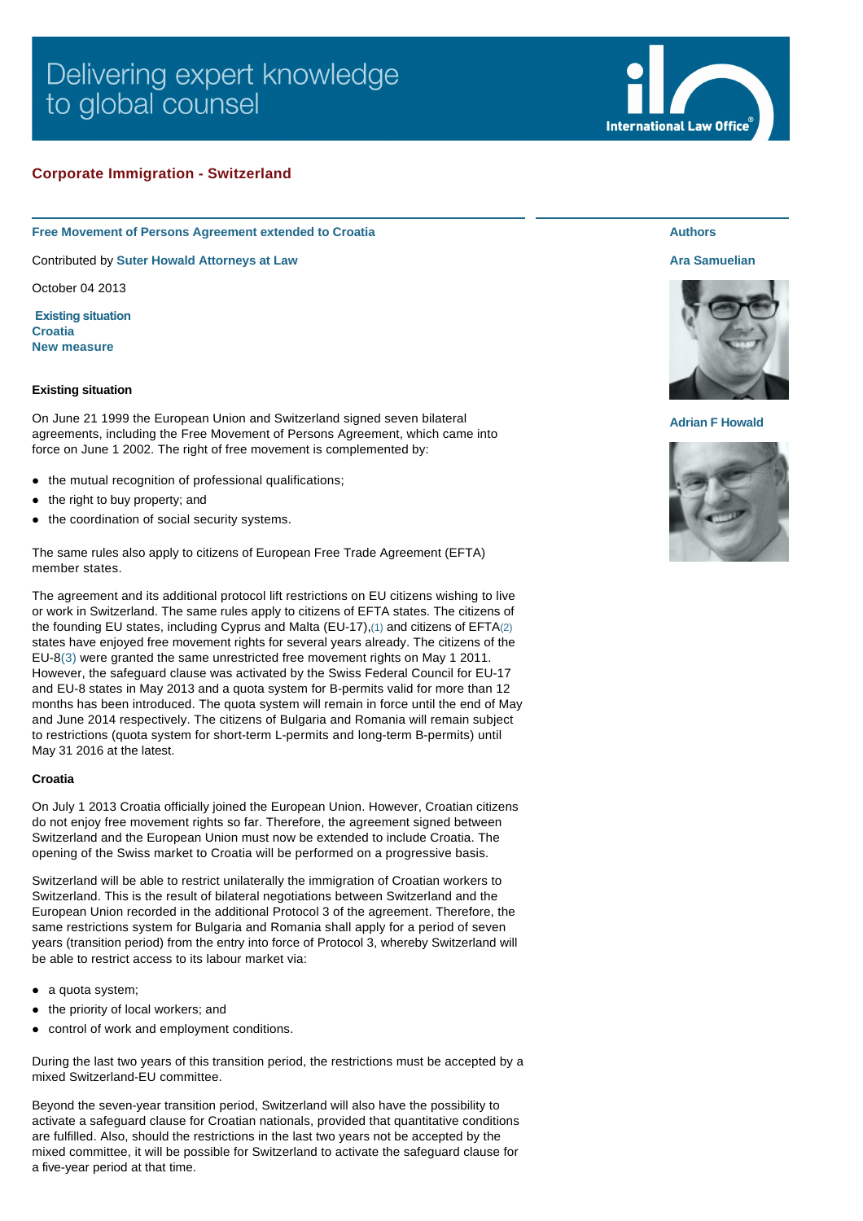Delivering expert knowledge to global counsel

International Law Office

## Corporate Immigration - Switzerland

### Free Movement of Persons Agreement extended to Croatia

Contributed by **Suter Howald Attorneys at Law**

October 04 2013

**Existing situation**
**Croatia**
**New measure**

**Authors**

**Ara Samuelian**

**Adrian F Howald**

#### Existing situation

On June 21 1999 the European Union and Switzerland signed seven bilateral agreements, including the Free Movement of Persons Agreement, which came into force on June 1 2002. The right of free movement is complemented by:

- the mutual recognition of professional qualifications;
- the right to buy property; and
- the coordination of social security systems.

The same rules also apply to citizens of European Free Trade Agreement (EFTA) member states.

The agreement and its additional protocol lift restrictions on EU citizens wishing to live or work in Switzerland. The same rules apply to citizens of EFTA states. The citizens of the founding EU states, including Cyprus and Malta (EU-17),(1) and citizens of EFTA(2) states have enjoyed free movement rights for several years already. The citizens of the EU-8(3) were granted the same unrestricted free movement rights on May 1 2011. However, the safeguard clause was activated by the Swiss Federal Council for EU-17 and EU-8 states in May 2013 and a quota system for B-permits valid for more than 12 months has been introduced. The quota system will remain in force until the end of May and June 2014 respectively. The citizens of Bulgaria and Romania will remain subject to restrictions (quota system for short-term L-permits and long-term B-permits) until May 31 2016 at the latest.

#### Croatia

On July 1 2013 Croatia officially joined the European Union. However, Croatian citizens do not enjoy free movement rights so far. Therefore, the agreement signed between Switzerland and the European Union must now be extended to include Croatia. The opening of the Swiss market to Croatia will be performed on a progressive basis.

Switzerland will be able to restrict unilaterally the immigration of Croatian workers to Switzerland. This is the result of bilateral negotiations between Switzerland and the European Union recorded in the additional Protocol 3 of the agreement. Therefore, the same restrictions system for Bulgaria and Romania shall apply for a period of seven years (transition period) from the entry into force of Protocol 3, whereby Switzerland will be able to restrict access to its labour market via:

- a quota system;
- the priority of local workers; and
- control of work and employment conditions.

During the last two years of this transition period, the restrictions must be accepted by a mixed Switzerland-EU committee.

Beyond the seven-year transition period, Switzerland will also have the possibility to activate a safeguard clause for Croatian nationals, provided that quantitative conditions are fulfilled. Also, should the restrictions in the last two years not be accepted by the mixed committee, it will be possible for Switzerland to activate the safeguard clause for a five-year period at that time.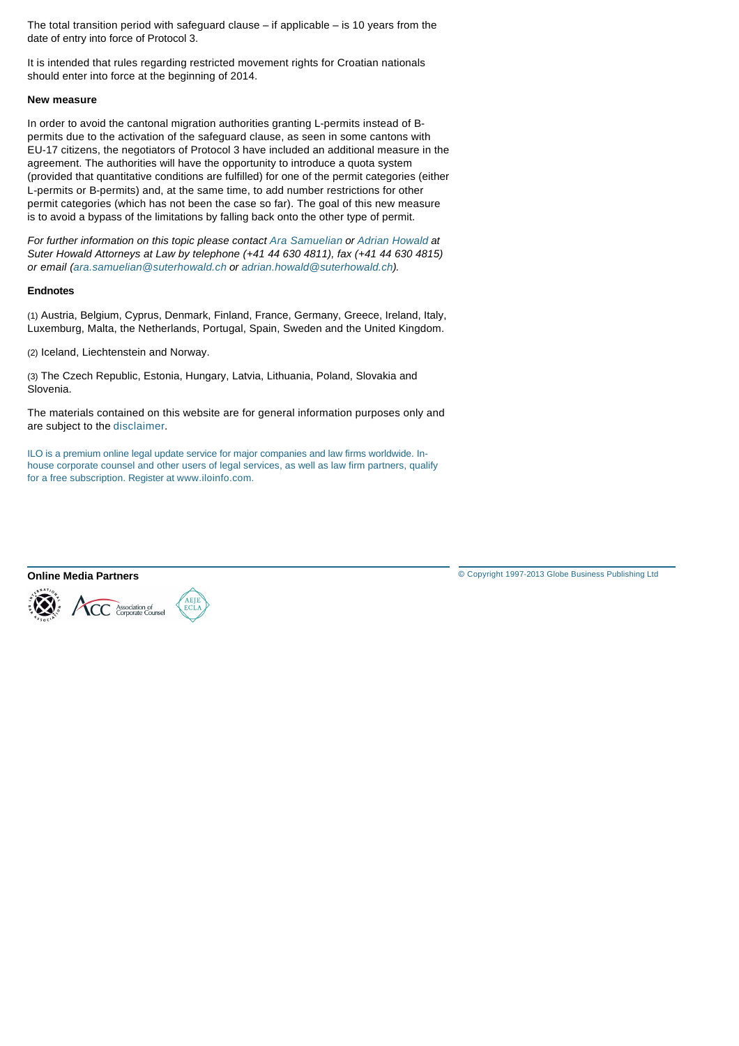The total transition period with safeguard clause – if applicable – is 10 years from the date of entry into force of Protocol 3.

It is intended that rules regarding restricted movement rights for Croatian nationals should enter into force at the beginning of 2014.

**New measure**

In order to avoid the cantonal migration authorities granting L-permits instead of B-permits due to the activation of the safeguard clause, as seen in some cantons with EU-17 citizens, the negotiators of Protocol 3 have included an additional measure in the agreement. The authorities will have the opportunity to introduce a quota system (provided that quantitative conditions are fulfilled) for one of the permit categories (either L-permits or B-permits) and, at the same time, to add number restrictions for other permit categories (which has not been the case so far). The goal of this new measure is to avoid a bypass of the limitations by falling back onto the other type of permit.

*For further information on this topic please contact Ara Samuelian or Adrian Howald at Suter Howald Attorneys at Law by telephone (+41 44 630 4811), fax (+41 44 630 4815) or email (ara.samuelian@suterhowald.ch or adrian.howald@suterhowald.ch).*

**Endnotes**

(1) Austria, Belgium, Cyprus, Denmark, Finland, France, Germany, Greece, Ireland, Italy, Luxemburg, Malta, the Netherlands, Portugal, Spain, Sweden and the United Kingdom.

(2) Iceland, Liechtenstein and Norway.

(3) The Czech Republic, Estonia, Hungary, Latvia, Lithuania, Poland, Slovakia and Slovenia.

The materials contained on this website are for general information purposes only and are subject to the disclaimer.

ILO is a premium online legal update service for major companies and law firms worldwide. In-house corporate counsel and other users of legal services, as well as law firm partners, qualify for a free subscription. Register at www.iloinfo.com.

**Online Media Partners**

© Copyright 1997-2013 Globe Business Publishing Ltd